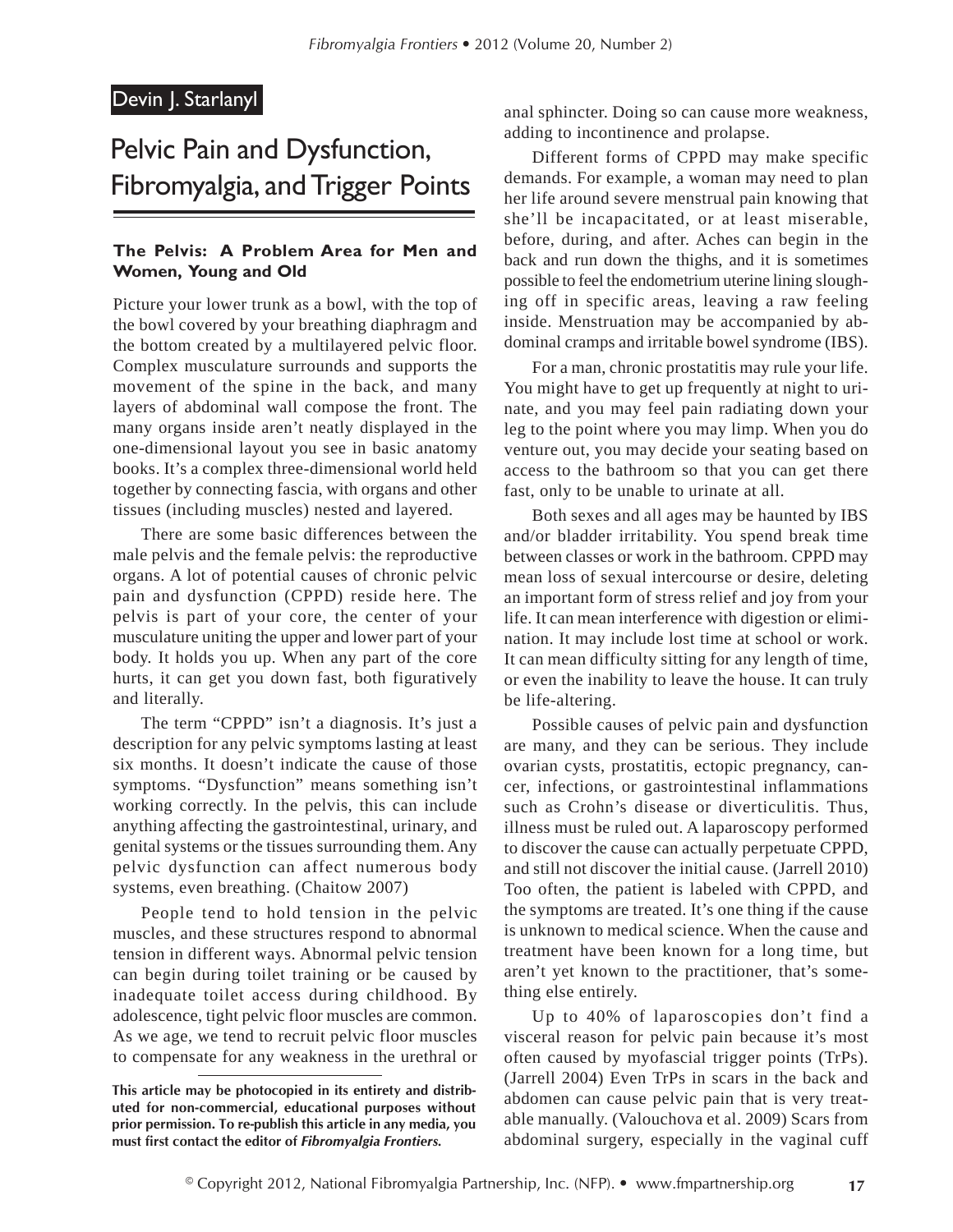Devin J. Starlanyl

# Pelvic Pain and Dysfunction, Fibromyalgia, and Trigger Points

### The Pelvis: A Problem Area for Men and Women, Young and Old

Picture your lower trunk as a bowl, with the top of the bowl covered by your breathing diaphragm and the bottom created by a multilayered pelvic floor. Complex musculature surrounds and supports the movement of the spine in the back, and many layers of abdominal wall compose the front. The many organs inside aren't neatly displayed in the one-dimensional layout you see in basic anatomy books. It's a complex three-dimensional world held together by connecting fascia, with organs and other tissues (including muscles) nested and layered.

There are some basic differences between the male pelvis and the female pelvis: the reproductive organs. A lot of potential causes of chronic pelvic pain and dysfunction (CPPD) reside here. The pelvis is part of your core, the center of your musculature uniting the upper and lower part of your body. It holds you up. When any part of the core hurts, it can get you down fast, both figuratively and literally.

The term "CPPD" isn't a diagnosis. It's just a description for any pelvic symptoms lasting at least six months. It doesn't indicate the cause of those symptoms. "Dysfunction" means something isn't working correctly. In the pelvis, this can include anything affecting the gastrointestinal, urinary, and genital systems or the tissues surrounding them. Any pelvic dysfunction can affect numerous body systems, even breathing. (Chaitow 2007)

People tend to hold tension in the pelvic muscles, and these structures respond to abnormal tension in different ways. Abnormal pelvic tension can begin during toilet training or be caused by inadequate toilet access during childhood. By adolescence, tight pelvic floor muscles are common. As we age, we tend to recruit pelvic floor muscles to compensate for any weakness in the urethral or anal sphincter. Doing so can cause more weakness, adding to incontinence and prolapse.

Different forms of CPPD may make specific demands. For example, a woman may need to plan her life around severe menstrual pain knowing that she'll be incapacitated, or at least miserable, before, during, and after. Aches can begin in the back and run down the thighs, and it is sometimes possible to feel the endometrium uterine lining sloughing off in specific areas, leaving a raw feeling inside. Menstruation may be accompanied by abdominal cramps and irritable bowel syndrome (IBS).

For a man, chronic prostatitis may rule your life. You might have to get up frequently at night to urinate, and you may feel pain radiating down your leg to the point where you may limp. When you do venture out, you may decide your seating based on access to the bathroom so that you can get there fast, only to be unable to urinate at all.

Both sexes and all ages may be haunted by IBS and/or bladder irritability. You spend break time between classes or work in the bathroom. CPPD may mean loss of sexual intercourse or desire, deleting an important form of stress relief and joy from your life. It can mean interference with digestion or elimination. It may include lost time at school or work. It can mean difficulty sitting for any length of time, or even the inability to leave the house. It can truly be life-altering.

Possible causes of pelvic pain and dysfunction are many, and they can be serious. They include ovarian cysts, prostatitis, ectopic pregnancy, cancer, infections, or gastrointestinal inflammations such as Crohn's disease or diverticulitis. Thus, illness must be ruled out. A laparoscopy performed to discover the cause can actually perpetuate CPPD, and still not discover the initial cause. (Jarrell 2010) Too often, the patient is labeled with CPPD, and the symptoms are treated. It's one thing if the cause is unknown to medical science. When the cause and treatment have been known for a long time, but aren't yet known to the practitioner, that's something else entirely.

Up to 40% of laparoscopies don't find a visceral reason for pelvic pain because it's most often caused by myofascial trigger points (TrPs). (Jarrell 2004) Even TrPs in scars in the back and abdomen can cause pelvic pain that is very treatable manually. (Valouchova et al. 2009) Scars from abdominal surgery, especially in the vaginal cuff

**This article may be photocopied in its entirety and distributed for non-commercial, educational purposes without prior permission. To re-publish this article in any media, you must first contact the editor of *Fibromyalgia Frontiers.***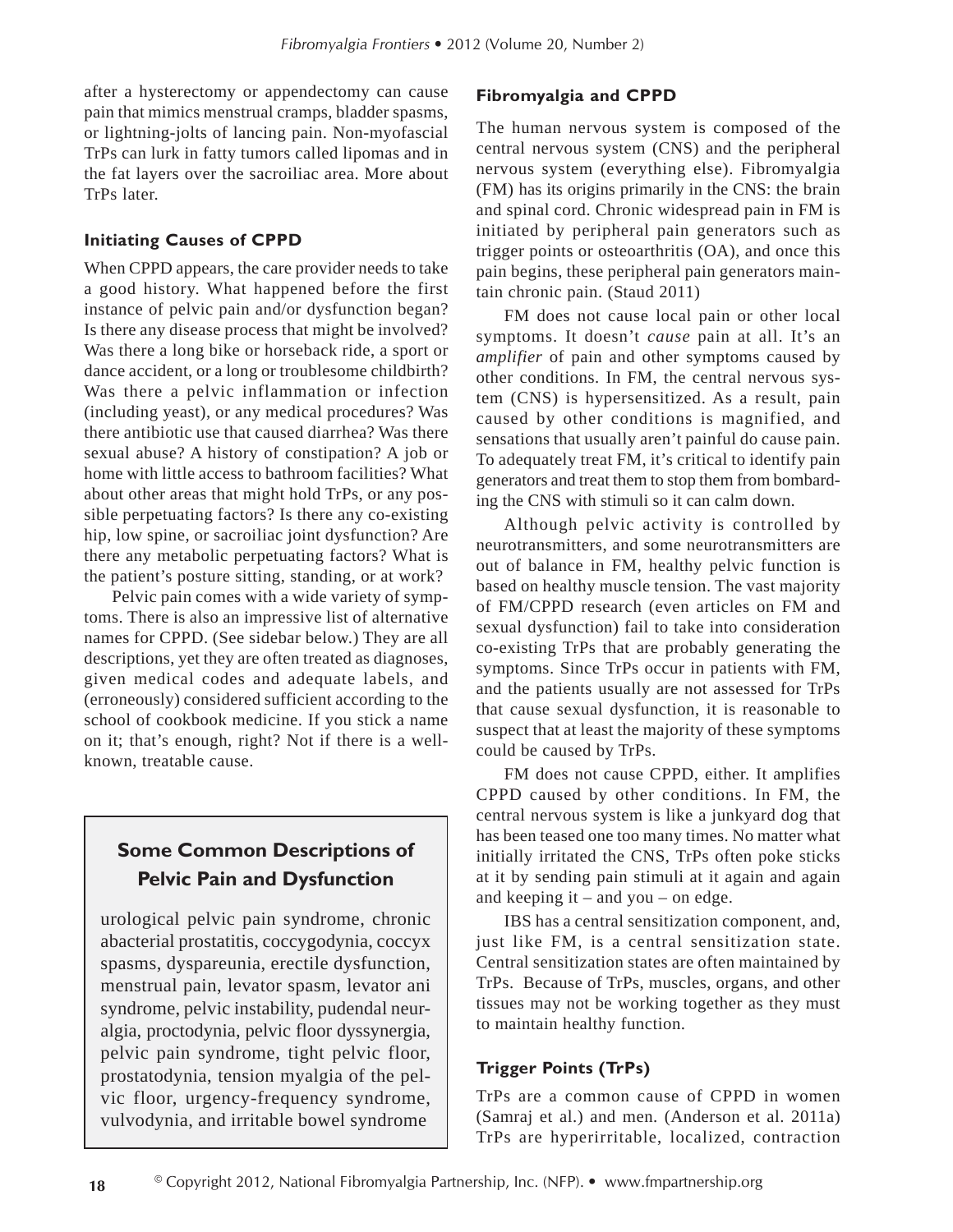after a hysterectomy or appendectomy can cause pain that mimics menstrual cramps, bladder spasms, or lightning-jolts of lancing pain. Non-myofascial TrPs can lurk in fatty tumors called lipomas and in the fat layers over the sacroiliac area. More about TrPs later.

### Initiating Causes of CPPD

When CPPD appears, the care provider needs to take a good history. What happened before the first instance of pelvic pain and/or dysfunction began? Is there any disease process that might be involved? Was there a long bike or horseback ride, a sport or dance accident, or a long or troublesome childbirth? Was there a pelvic inflammation or infection (including yeast), or any medical procedures? Was there antibiotic use that caused diarrhea? Was there sexual abuse? A history of constipation? A job or home with little access to bathroom facilities? What about other areas that might hold TrPs, or any possible perpetuating factors? Is there any co-existing hip, low spine, or sacroiliac joint dysfunction? Are there any metabolic perpetuating factors? What is the patient's posture sitting, standing, or at work?

Pelvic pain comes with a wide variety of symptoms. There is also an impressive list of alternative names for CPPD. (See sidebar below.) They are all descriptions, yet they are often treated as diagnoses, given medical codes and adequate labels, and (erroneously) considered sufficient according to the school of cookbook medicine. If you stick a name on it; that's enough, right? Not if there is a well-known, treatable cause.

> **Some Common Descriptions of Pelvic Pain and Dysfunction**
>
> urological pelvic pain syndrome, chronic abacterial prostatitis, coccygodynia, coccyx spasms, dyspareunia, erectile dysfunction, menstrual pain, levator spasm, levator ani syndrome, pelvic instability, pudendal neuralgia, proctodynia, pelvic floor dyssynergia, pelvic pain syndrome, tight pelvic floor, prostatodynia, tension myalgia of the pelvic floor, urgency-frequency syndrome, vulvodynia, and irritable bowel syndrome

### Fibromyalgia and CPPD

The human nervous system is composed of the central nervous system (CNS) and the peripheral nervous system (everything else). Fibromyalgia (FM) has its origins primarily in the CNS: the brain and spinal cord. Chronic widespread pain in FM is initiated by peripheral pain generators such as trigger points or osteoarthritis (OA), and once this pain begins, these peripheral pain generators maintain chronic pain. (Staud 2011)

FM does not cause local pain or other local symptoms. It doesn't *cause* pain at all. It's an *amplifier* of pain and other symptoms caused by other conditions. In FM, the central nervous system (CNS) is hypersensitized. As a result, pain caused by other conditions is magnified, and sensations that usually aren't painful do cause pain. To adequately treat FM, it's critical to identify pain generators and treat them to stop them from bombarding the CNS with stimuli so it can calm down.

Although pelvic activity is controlled by neurotransmitters, and some neurotransmitters are out of balance in FM, healthy pelvic function is based on healthy muscle tension. The vast majority of FM/CPPD research (even articles on FM and sexual dysfunction) fail to take into consideration co-existing TrPs that are probably generating the symptoms. Since TrPs occur in patients with FM, and the patients usually are not assessed for TrPs that cause sexual dysfunction, it is reasonable to suspect that at least the majority of these symptoms could be caused by TrPs.

FM does not cause CPPD, either. It amplifies CPPD caused by other conditions. In FM, the central nervous system is like a junkyard dog that has been teased one too many times. No matter what initially irritated the CNS, TrPs often poke sticks at it by sending pain stimuli at it again and again and keeping it – and you – on edge.

IBS has a central sensitization component, and, just like FM, is a central sensitization state. Central sensitization states are often maintained by TrPs. Because of TrPs, muscles, organs, and other tissues may not be working together as they must to maintain healthy function.

### Trigger Points (TrPs)

TrPs are a common cause of CPPD in women (Samraj et al.) and men. (Anderson et al. 2011a) TrPs are hyperirritable, localized, contraction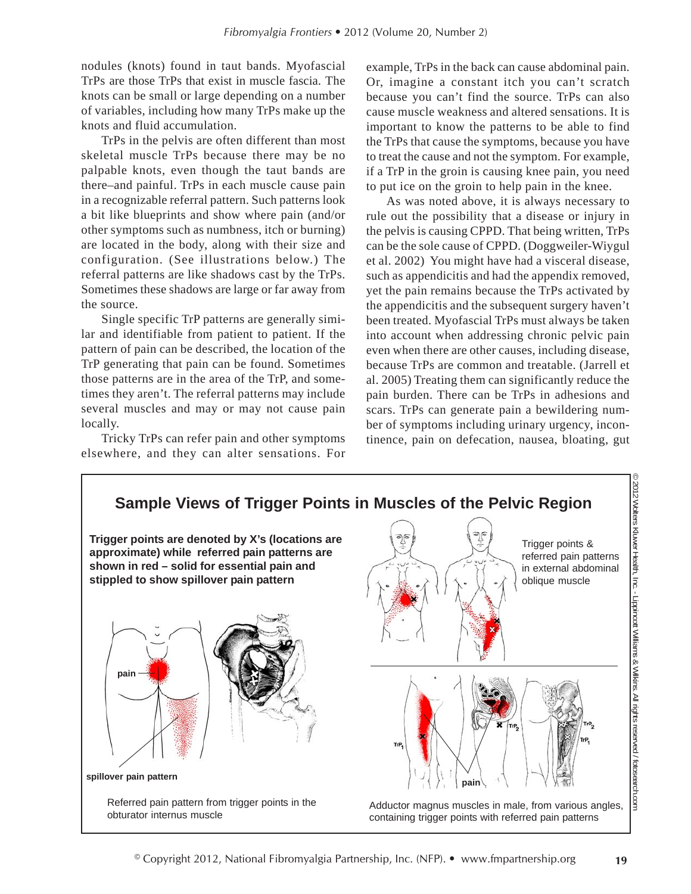nodules (knots) found in taut bands. Myofascial TrPs are those TrPs that exist in muscle fascia. The knots can be small or large depending on a number of variables, including how many TrPs make up the knots and fluid accumulation.

TrPs in the pelvis are often different than most skeletal muscle TrPs because there may be no palpable knots, even though the taut bands are there–and painful. TrPs in each muscle cause pain in a recognizable referral pattern. Such patterns look a bit like blueprints and show where pain (and/or other symptoms such as numbness, itch or burning) are located in the body, along with their size and configuration. (See illustrations below.) The referral patterns are like shadows cast by the TrPs. Sometimes these shadows are large or far away from the source.

Single specific TrP patterns are generally similar and identifiable from patient to patient. If the pattern of pain can be described, the location of the TrP generating that pain can be found. Sometimes those patterns are in the area of the TrP, and sometimes they aren't. The referral patterns may include several muscles and may or may not cause pain locally.

Tricky TrPs can refer pain and other symptoms elsewhere, and they can alter sensations. For example, TrPs in the back can cause abdominal pain. Or, imagine a constant itch you can't scratch because you can't find the source. TrPs can also cause muscle weakness and altered sensations. It is important to know the patterns to be able to find the TrPs that cause the symptoms, because you have to treat the cause and not the symptom. For example, if a TrP in the groin is causing knee pain, you need to put ice on the groin to help pain in the knee.

As was noted above, it is always necessary to rule out the possibility that a disease or injury in the pelvis is causing CPPD. That being written, TrPs can be the sole cause of CPPD. (Doggweiler-Wiygul et al. 2002) You might have had a visceral disease, such as appendicitis and had the appendix removed, yet the pain remains because the TrPs activated by the appendicitis and the subsequent surgery haven't been treated. Myofascial TrPs must always be taken into account when addressing chronic pelvic pain even when there are other causes, including disease, because TrPs are common and treatable. (Jarrell et al. 2005) Treating them can significantly reduce the pain burden. There can be TrPs in adhesions and scars. TrPs can generate pain a bewildering number of symptoms including urinary urgency, incontinence, pain on defecation, nausea, bloating, gut

## Sample Views of Trigger Points in Muscles of the Pelvic Region

**Trigger points are denoted by X's (locations are approximate) while referred pain patterns are shown in red – solid for essential pain and stippled to show spillover pain pattern**

pain

spillover pain pattern

Referred pain pattern from trigger points in the obturator internus muscle

Trigger points & referred pain patterns in external abdominal oblique muscle

$TrP_1$ $TrP_2$ pain $TrP_2$ $TrP_1$

Adductor magnus muscles in male, from various angles, containing trigger points with referred pain patterns

© 2012 Wolters Kluwer Health, Inc - Lippincott Williams & Wilkins. All rights reserved / fotosearch.com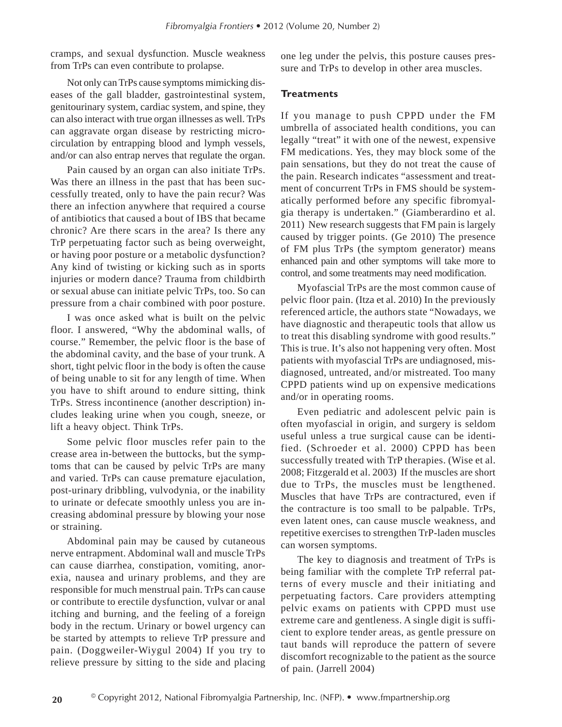cramps, and sexual dysfunction. Muscle weakness from TrPs can even contribute to prolapse.

Not only can TrPs cause symptoms mimicking diseases of the gall bladder, gastrointestinal system, genitourinary system, cardiac system, and spine, they can also interact with true organ illnesses as well. TrPs can aggravate organ disease by restricting microcirculation by entrapping blood and lymph vessels, and/or can also entrap nerves that regulate the organ.

Pain caused by an organ can also initiate TrPs. Was there an illness in the past that has been successfully treated, only to have the pain recur? Was there an infection anywhere that required a course of antibiotics that caused a bout of IBS that became chronic? Are there scars in the area? Is there any TrP perpetuating factor such as being overweight, or having poor posture or a metabolic dysfunction? Any kind of twisting or kicking such as in sports injuries or modern dance? Trauma from childbirth or sexual abuse can initiate pelvic TrPs, too. So can pressure from a chair combined with poor posture.

I was once asked what is built on the pelvic floor. I answered, "Why the abdominal walls, of course." Remember, the pelvic floor is the base of the abdominal cavity, and the base of your trunk. A short, tight pelvic floor in the body is often the cause of being unable to sit for any length of time. When you have to shift around to endure sitting, think TrPs. Stress incontinence (another description) includes leaking urine when you cough, sneeze, or lift a heavy object. Think TrPs.

Some pelvic floor muscles refer pain to the crease area in-between the buttocks, but the symptoms that can be caused by pelvic TrPs are many and varied. TrPs can cause premature ejaculation, post-urinary dribbling, vulvodynia, or the inability to urinate or defecate smoothly unless you are increasing abdominal pressure by blowing your nose or straining.

Abdominal pain may be caused by cutaneous nerve entrapment. Abdominal wall and muscle TrPs can cause diarrhea, constipation, vomiting, anorexia, nausea and urinary problems, and they are responsible for much menstrual pain. TrPs can cause or contribute to erectile dysfunction, vulvar or anal itching and burning, and the feeling of a foreign body in the rectum. Urinary or bowel urgency can be started by attempts to relieve TrP pressure and pain. (Doggweiler-Wiygul 2004) If you try to relieve pressure by sitting to the side and placing one leg under the pelvis, this posture causes pressure and TrPs to develop in other area muscles.

## Treatments

If you manage to push CPPD under the FM umbrella of associated health conditions, you can legally "treat" it with one of the newest, expensive FM medications. Yes, they may block some of the pain sensations, but they do not treat the cause of the pain. Research indicates "assessment and treatment of concurrent TrPs in FMS should be systematically performed before any specific fibromyalgia therapy is undertaken." (Giamberardino et al. 2011) New research suggests that FM pain is largely caused by trigger points. (Ge 2010) The presence of FM plus TrPs (the symptom generator) means enhanced pain and other symptoms will take more to control, and some treatments may need modification.

Myofascial TrPs are the most common cause of pelvic floor pain. (Itza et al. 2010) In the previously referenced article, the authors state "Nowadays, we have diagnostic and therapeutic tools that allow us to treat this disabling syndrome with good results." This is true. It's also not happening very often. Most patients with myofascial TrPs are undiagnosed, misdiagnosed, untreated, and/or mistreated. Too many CPPD patients wind up on expensive medications and/or in operating rooms.

Even pediatric and adolescent pelvic pain is often myofascial in origin, and surgery is seldom useful unless a true surgical cause can be identified. (Schroeder et al. 2000) CPPD has been successfully treated with TrP therapies. (Wise et al. 2008; Fitzgerald et al. 2003) If the muscles are short due to TrPs, the muscles must be lengthened. Muscles that have TrPs are contractured, even if the contracture is too small to be palpable. TrPs, even latent ones, can cause muscle weakness, and repetitive exercises to strengthen TrP-laden muscles can worsen symptoms.

The key to diagnosis and treatment of TrPs is being familiar with the complete TrP referral patterns of every muscle and their initiating and perpetuating factors. Care providers attempting pelvic exams on patients with CPPD must use extreme care and gentleness. A single digit is sufficient to explore tender areas, as gentle pressure on taut bands will reproduce the pattern of severe discomfort recognizable to the patient as the source of pain. (Jarrell 2004)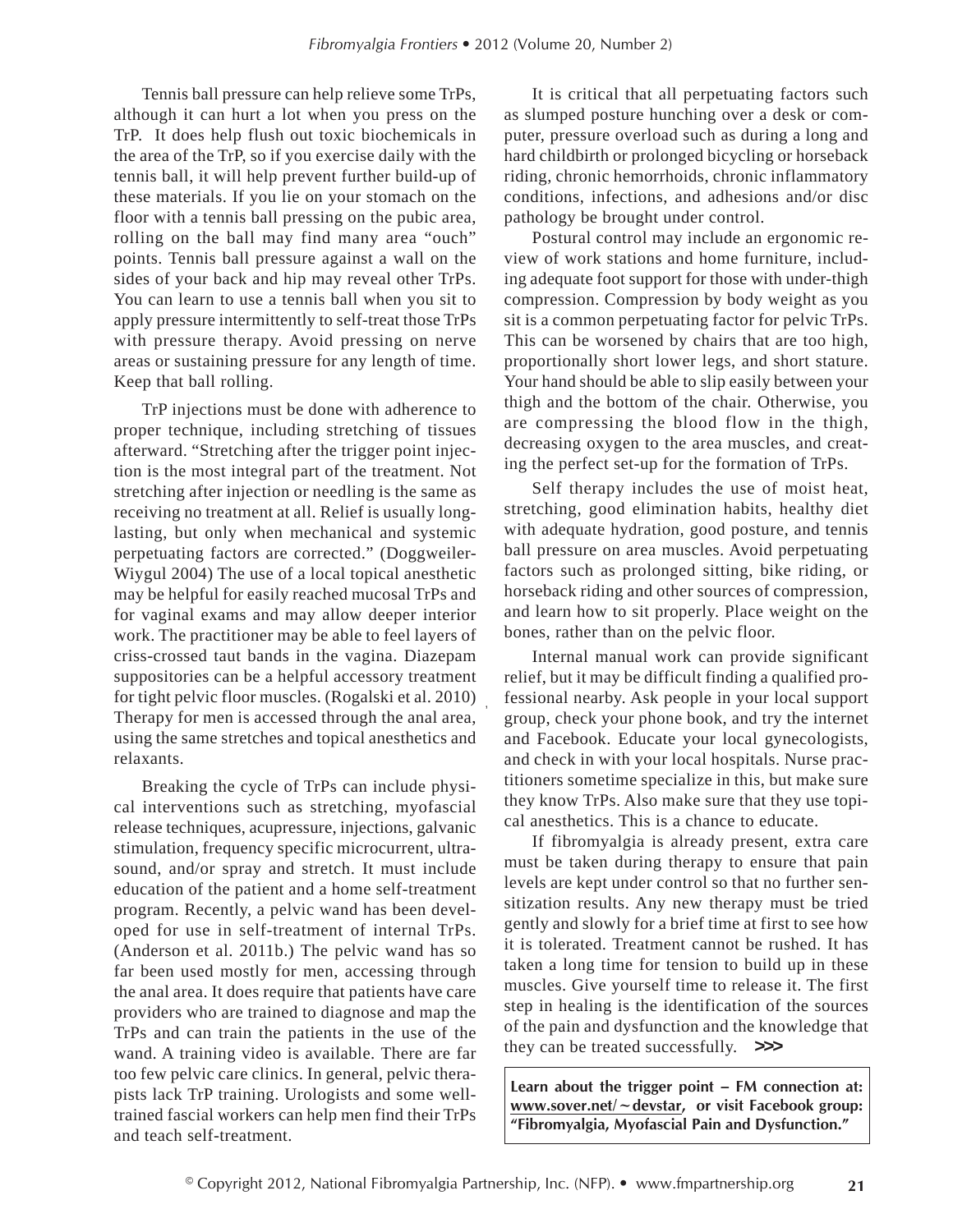Tennis ball pressure can help relieve some TrPs, although it can hurt a lot when you press on the TrP. It does help flush out toxic biochemicals in the area of the TrP, so if you exercise daily with the tennis ball, it will help prevent further build-up of these materials. If you lie on your stomach on the floor with a tennis ball pressing on the pubic area, rolling on the ball may find many area "ouch" points. Tennis ball pressure against a wall on the sides of your back and hip may reveal other TrPs. You can learn to use a tennis ball when you sit to apply pressure intermittently to self-treat those TrPs with pressure therapy. Avoid pressing on nerve areas or sustaining pressure for any length of time. Keep that ball rolling.

TrP injections must be done with adherence to proper technique, including stretching of tissues afterward. "Stretching after the trigger point injection is the most integral part of the treatment. Not stretching after injection or needling is the same as receiving no treatment at all. Relief is usually long-lasting, but only when mechanical and systemic perpetuating factors are corrected." (Doggweiler-Wiygul 2004) The use of a local topical anesthetic may be helpful for easily reached mucosal TrPs and for vaginal exams and may allow deeper interior work. The practitioner may be able to feel layers of criss-crossed taut bands in the vagina. Diazepam suppositories can be a helpful accessory treatment for tight pelvic floor muscles. (Rogalski et al. 2010) Therapy for men is accessed through the anal area, using the same stretches and topical anesthetics and relaxants.

Breaking the cycle of TrPs can include physical interventions such as stretching, myofascial release techniques, acupressure, injections, galvanic stimulation, frequency specific microcurrent, ultrasound, and/or spray and stretch. It must include education of the patient and a home self-treatment program. Recently, a pelvic wand has been developed for use in self-treatment of internal TrPs. (Anderson et al. 2011b.) The pelvic wand has so far been used mostly for men, accessing through the anal area. It does require that patients have care providers who are trained to diagnose and map the TrPs and can train the patients in the use of the wand. A training video is available. There are far too few pelvic care clinics. In general, pelvic therapists lack TrP training. Urologists and some well-trained fascial workers can help men find their TrPs and teach self-treatment.

It is critical that all perpetuating factors such as slumped posture hunching over a desk or computer, pressure overload such as during a long and hard childbirth or prolonged bicycling or horseback riding, chronic hemorrhoids, chronic inflammatory conditions, infections, and adhesions and/or disc pathology be brought under control.

Postural control may include an ergonomic review of work stations and home furniture, including adequate foot support for those with under-thigh compression. Compression by body weight as you sit is a common perpetuating factor for pelvic TrPs. This can be worsened by chairs that are too high, proportionally short lower legs, and short stature. Your hand should be able to slip easily between your thigh and the bottom of the chair. Otherwise, you are compressing the blood flow in the thigh, decreasing oxygen to the area muscles, and creating the perfect set-up for the formation of TrPs.

Self therapy includes the use of moist heat, stretching, good elimination habits, healthy diet with adequate hydration, good posture, and tennis ball pressure on area muscles. Avoid perpetuating factors such as prolonged sitting, bike riding, or horseback riding and other sources of compression, and learn how to sit properly. Place weight on the bones, rather than on the pelvic floor.

Internal manual work can provide significant relief, but it may be difficult finding a qualified professional nearby. Ask people in your local support group, check your phone book, and try the internet and Facebook. Educate your local gynecologists, and check in with your local hospitals. Nurse practitioners sometime specialize in this, but make sure they know TrPs. Also make sure that they use topical anesthetics. This is a chance to educate.

If fibromyalgia is already present, extra care must be taken during therapy to ensure that pain levels are kept under control so that no further sensitization results. Any new therapy must be tried gently and slowly for a brief time at first to see how it is tolerated. Treatment cannot be rushed. It has taken a long time for tension to build up in these muscles. Give yourself time to release it. The first step in healing is the identification of the sources of the pain and dysfunction and the knowledge that they can be treated successfully. **>>>**

**Learn about the trigger point – FM connection at: www.sover.net/~devstar, or visit Facebook group: "Fibromyalgia, Myofascial Pain and Dysfunction."**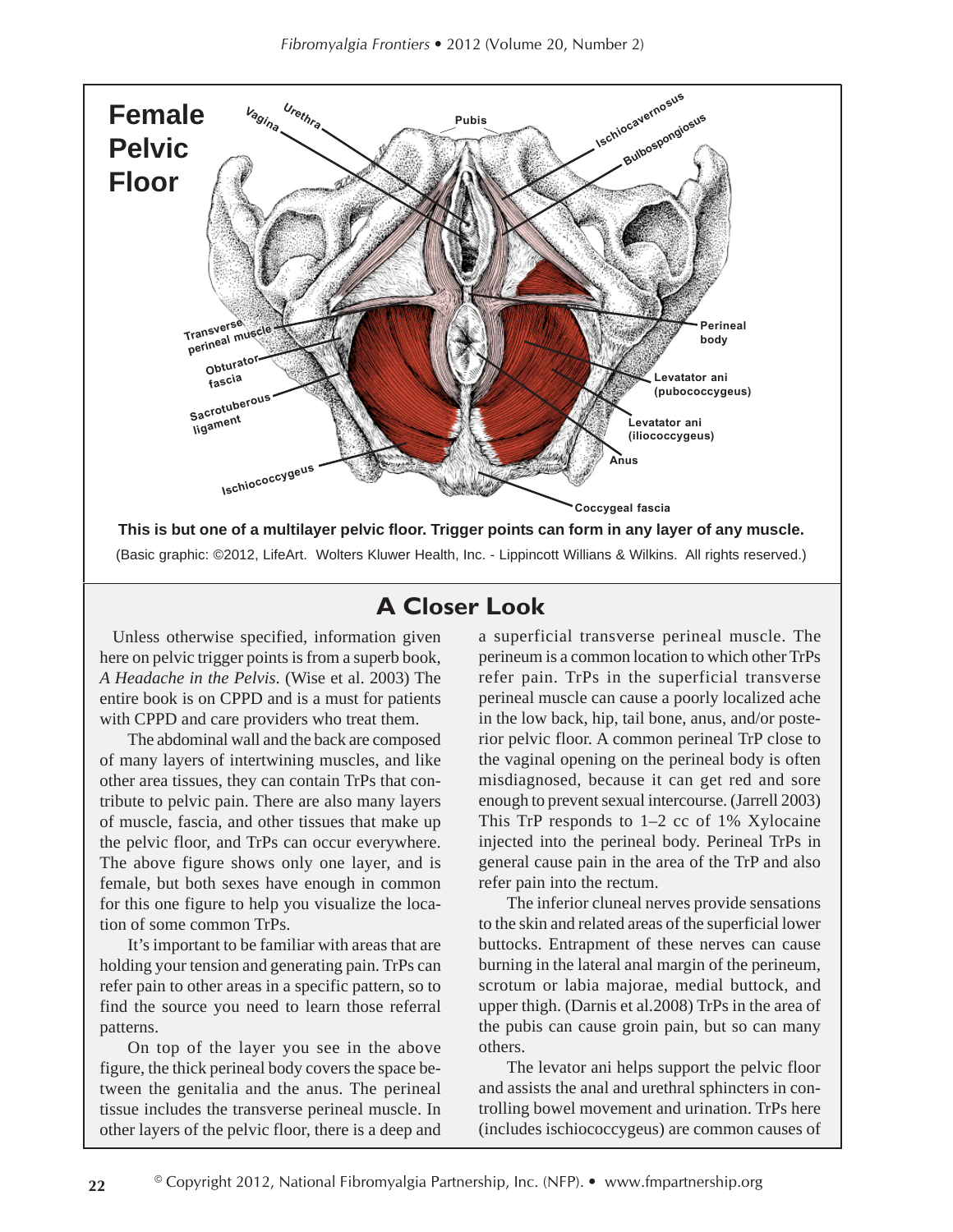## Female Pelvic Floor

This is but one of a multilayer pelvic floor. Trigger points can form in any layer of any muscle.

(Basic graphic: ©2012, LifeArt. Wolters Kluwer Health, Inc. - Lippincott Williams & Wilkins. All rights reserved.)

## A Closer Look

Unless otherwise specified, information given here on pelvic trigger points is from a superb book, *A Headache in the Pelvis*. (Wise et al. 2003) The entire book is on CPPD and is a must for patients with CPPD and care providers who treat them.

The abdominal wall and the back are composed of many layers of intertwining muscles, and like other area tissues, they can contain TrPs that contribute to pelvic pain. There are also many layers of muscle, fascia, and other tissues that make up the pelvic floor, and TrPs can occur everywhere. The above figure shows only one layer, and is female, but both sexes have enough in common for this one figure to help you visualize the location of some common TrPs.

It's important to be familiar with areas that are holding your tension and generating pain. TrPs can refer pain to other areas in a specific pattern, so to find the source you need to learn those referral patterns.

On top of the layer you see in the above figure, the thick perineal body covers the space between the genitalia and the anus. The perineal tissue includes the transverse perineal muscle. In other layers of the pelvic floor, there is a deep and a superficial transverse perineal muscle. The perineum is a common location to which other TrPs refer pain. TrPs in the superficial transverse perineal muscle can cause a poorly localized ache in the low back, hip, tail bone, anus, and/or posterior pelvic floor. A common perineal TrP close to the vaginal opening on the perineal body is often misdiagnosed, because it can get red and sore enough to prevent sexual intercourse. (Jarrell 2003) This TrP responds to 1–2 cc of 1% Xylocaine injected into the perineal body. Perineal TrPs in general cause pain in the area of the TrP and also refer pain into the rectum.

The inferior cluneal nerves provide sensations to the skin and related areas of the superficial lower buttocks. Entrapment of these nerves can cause burning in the lateral anal margin of the perineum, scrotum or labia majorae, medial buttock, and upper thigh. (Darnis et al.2008) TrPs in the area of the pubis can cause groin pain, but so can many others.

The levator ani helps support the pelvic floor and assists the anal and urethral sphincters in controlling bowel movement and urination. TrPs here (includes ischiococcygeus) are common causes of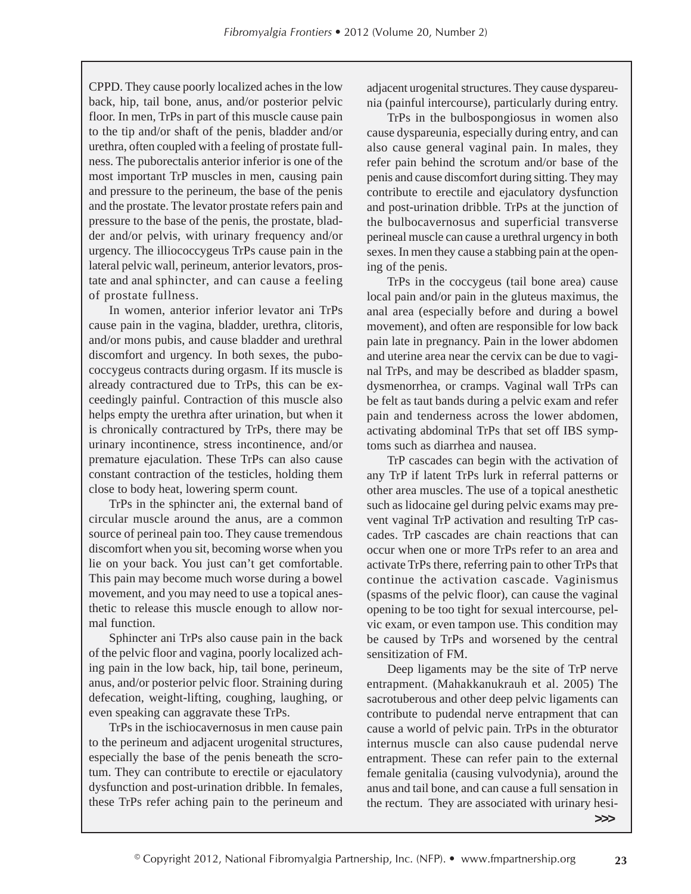CPPD. They cause poorly localized aches in the low back, hip, tail bone, anus, and/or posterior pelvic floor. In men, TrPs in part of this muscle cause pain to the tip and/or shaft of the penis, bladder and/or urethra, often coupled with a feeling of prostate fullness. The puborectalis anterior inferior is one of the most important TrP muscles in men, causing pain and pressure to the perineum, the base of the penis and the prostate. The levator prostate refers pain and pressure to the base of the penis, the prostate, bladder and/or pelvis, with urinary frequency and/or urgency. The illiococcygeus TrPs cause pain in the lateral pelvic wall, perineum, anterior levators, prostate and anal sphincter, and can cause a feeling of prostate fullness.

In women, anterior inferior levator ani TrPs cause pain in the vagina, bladder, urethra, clitoris, and/or mons pubis, and cause bladder and urethral discomfort and urgency. In both sexes, the pubococcygeus contracts during orgasm. If its muscle is already contractured due to TrPs, this can be exceedingly painful. Contraction of this muscle also helps empty the urethra after urination, but when it is chronically contractured by TrPs, there may be urinary incontinence, stress incontinence, and/or premature ejaculation. These TrPs can also cause constant contraction of the testicles, holding them close to body heat, lowering sperm count.

TrPs in the sphincter ani, the external band of circular muscle around the anus, are a common source of perineal pain too. They cause tremendous discomfort when you sit, becoming worse when you lie on your back. You just can't get comfortable. This pain may become much worse during a bowel movement, and you may need to use a topical anesthetic to release this muscle enough to allow normal function.

Sphincter ani TrPs also cause pain in the back of the pelvic floor and vagina, poorly localized aching pain in the low back, hip, tail bone, perineum, anus, and/or posterior pelvic floor. Straining during defecation, weight-lifting, coughing, laughing, or even speaking can aggravate these TrPs.

TrPs in the ischiocavernosus in men cause pain to the perineum and adjacent urogenital structures, especially the base of the penis beneath the scrotum. They can contribute to erectile or ejaculatory dysfunction and post-urination dribble. In females, these TrPs refer aching pain to the perineum and adjacent urogenital structures. They cause dyspareunia (painful intercourse), particularly during entry.

TrPs in the bulbospongiosus in women also cause dyspareunia, especially during entry, and can also cause general vaginal pain. In males, they refer pain behind the scrotum and/or base of the penis and cause discomfort during sitting. They may contribute to erectile and ejaculatory dysfunction and post-urination dribble. TrPs at the junction of the bulbocavernosus and superficial transverse perineal muscle can cause a urethral urgency in both sexes. In men they cause a stabbing pain at the opening of the penis.

TrPs in the coccygeus (tail bone area) cause local pain and/or pain in the gluteus maximus, the anal area (especially before and during a bowel movement), and often are responsible for low back pain late in pregnancy. Pain in the lower abdomen and uterine area near the cervix can be due to vaginal TrPs, and may be described as bladder spasm, dysmenorrhea, or cramps. Vaginal wall TrPs can be felt as taut bands during a pelvic exam and refer pain and tenderness across the lower abdomen, activating abdominal TrPs that set off IBS symptoms such as diarrhea and nausea.

TrP cascades can begin with the activation of any TrP if latent TrPs lurk in referral patterns or other area muscles. The use of a topical anesthetic such as lidocaine gel during pelvic exams may prevent vaginal TrP activation and resulting TrP cascades. TrP cascades are chain reactions that can occur when one or more TrPs refer to an area and activate TrPs there, referring pain to other TrPs that continue the activation cascade. Vaginismus (spasms of the pelvic floor), can cause the vaginal opening to be too tight for sexual intercourse, pelvic exam, or even tampon use. This condition may be caused by TrPs and worsened by the central sensitization of FM.

Deep ligaments may be the site of TrP nerve entrapment. (Mahakkanukrauh et al. 2005) The sacrotuberous and other deep pelvic ligaments can contribute to pudendal nerve entrapment that can cause a world of pelvic pain. TrPs in the obturator internus muscle can also cause pudendal nerve entrapment. These can refer pain to the external female genitalia (causing vulvodynia), around the anus and tail bone, and can cause a full sensation in the rectum. They are associated with urinary hesi-

>>>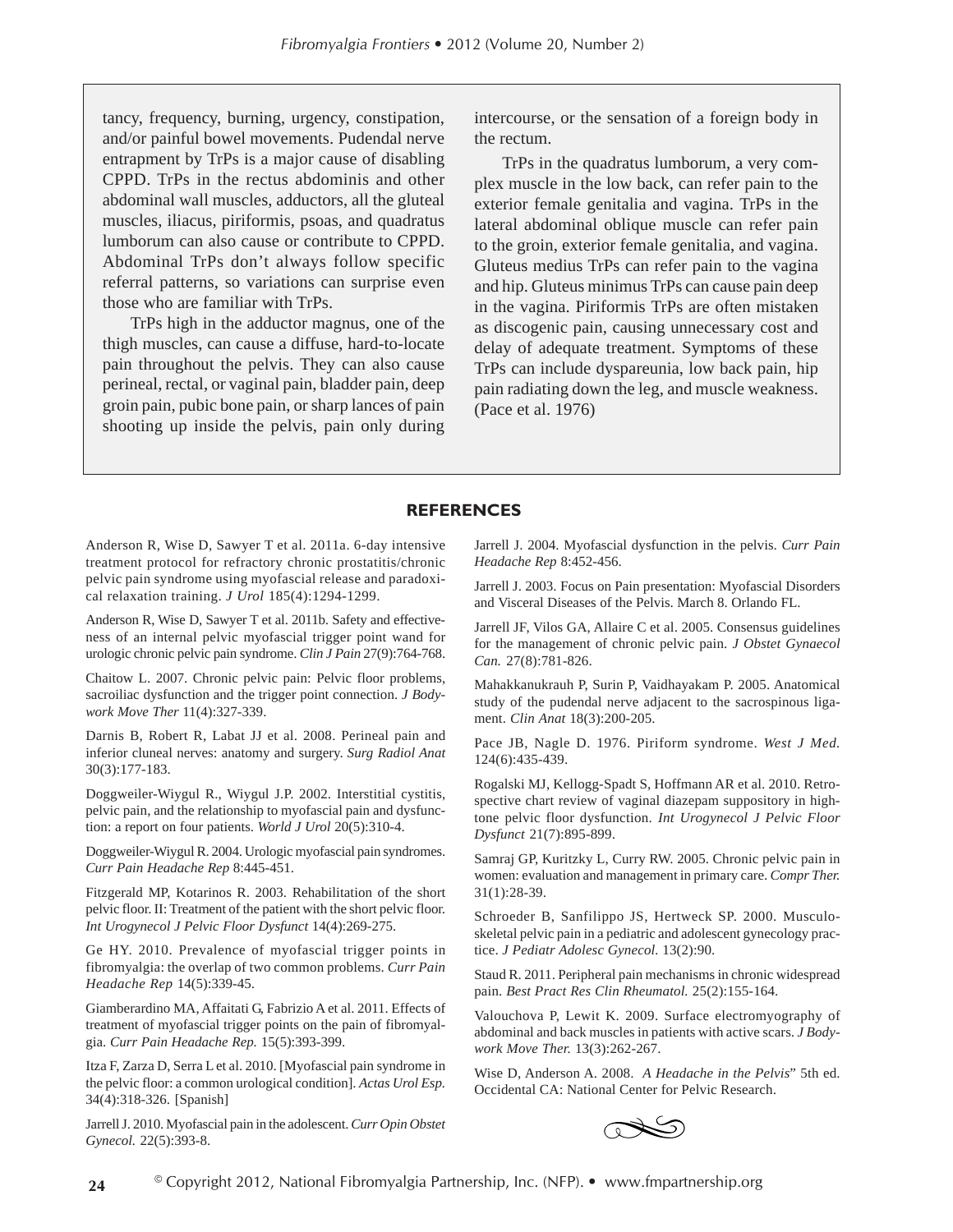tancy, frequency, burning, urgency, constipation, and/or painful bowel movements. Pudendal nerve entrapment by TrPs is a major cause of disabling CPPD. TrPs in the rectus abdominis and other abdominal wall muscles, adductors, all the gluteal muscles, iliacus, piriformis, psoas, and quadratus lumborum can also cause or contribute to CPPD. Abdominal TrPs don't always follow specific referral patterns, so variations can surprise even those who are familiar with TrPs.

TrPs high in the adductor magnus, one of the thigh muscles, can cause a diffuse, hard-to-locate pain throughout the pelvis. They can also cause perineal, rectal, or vaginal pain, bladder pain, deep groin pain, pubic bone pain, or sharp lances of pain shooting up inside the pelvis, pain only during intercourse, or the sensation of a foreign body in the rectum.

TrPs in the quadratus lumborum, a very complex muscle in the low back, can refer pain to the exterior female genitalia and vagina. TrPs in the lateral abdominal oblique muscle can refer pain to the groin, exterior female genitalia, and vagina. Gluteus medius TrPs can refer pain to the vagina and hip. Gluteus minimus TrPs can cause pain deep in the vagina. Piriformis TrPs are often mistaken as discogenic pain, causing unnecessary cost and delay of adequate treatment. Symptoms of these TrPs can include dyspareunia, low back pain, hip pain radiating down the leg, and muscle weakness. (Pace et al. 1976)

## REFERENCES

Anderson R, Wise D, Sawyer T et al. 2011a. 6-day intensive treatment protocol for refractory chronic prostatitis/chronic pelvic pain syndrome using myofascial release and paradoxical relaxation training. *J Urol* 185(4):1294-1299.

Anderson R, Wise D, Sawyer T et al. 2011b. Safety and effectiveness of an internal pelvic myofascial trigger point wand for urologic chronic pelvic pain syndrome. *Clin J Pain* 27(9):764-768.

Chaitow L. 2007. Chronic pelvic pain: Pelvic floor problems, sacroiliac dysfunction and the trigger point connection. *J Bodywork Move Ther* 11(4):327-339.

Darnis B, Robert R, Labat JJ et al. 2008. Perineal pain and inferior cluneal nerves: anatomy and surgery. *Surg Radiol Anat* 30(3):177-183.

Doggweiler-Wiygul R., Wiygul J.P. 2002. Interstitial cystitis, pelvic pain, and the relationship to myofascial pain and dysfunction: a report on four patients. *World J Urol* 20(5):310-4.

Doggweiler-Wiygul R. 2004. Urologic myofascial pain syndromes. *Curr Pain Headache Rep* 8:445-451.

Fitzgerald MP, Kotarinos R. 2003. Rehabilitation of the short pelvic floor. II: Treatment of the patient with the short pelvic floor. *Int Urogynecol J Pelvic Floor Dysfunct* 14(4):269-275.

Ge HY. 2010. Prevalence of myofascial trigger points in fibromyalgia: the overlap of two common problems. *Curr Pain Headache Rep* 14(5):339-45.

Giamberardino MA, Affaitati G, Fabrizio A et al. 2011. Effects of treatment of myofascial trigger points on the pain of fibromyalgia. *Curr Pain Headache Rep.* 15(5):393-399.

Itza F, Zarza D, Serra L et al. 2010. [Myofascial pain syndrome in the pelvic floor: a common urological condition]. *Actas Urol Esp.* 34(4):318-326. [Spanish]

Jarrell J. 2010. Myofascial pain in the adolescent. *Curr Opin Obstet Gynecol.* 22(5):393-8.

Jarrell J. 2004. Myofascial dysfunction in the pelvis. *Curr Pain Headache Rep* 8:452-456.

Jarrell J. 2003. Focus on Pain presentation: Myofascial Disorders and Visceral Diseases of the Pelvis. March 8. Orlando FL.

Jarrell JF, Vilos GA, Allaire C et al. 2005. Consensus guidelines for the management of chronic pelvic pain. *J Obstet Gynaecol Can.* 27(8):781-826.

Mahakkanukrauh P, Surin P, Vaidhayakam P. 2005. Anatomical study of the pudendal nerve adjacent to the sacrospinous ligament. *Clin Anat* 18(3):200-205.

Pace JB, Nagle D. 1976. Piriform syndrome. *West J Med.* 124(6):435-439.

Rogalski MJ, Kellogg-Spadt S, Hoffmann AR et al. 2010. Retrospective chart review of vaginal diazepam suppository in high-tone pelvic floor dysfunction. *Int Urogynecol J Pelvic Floor Dysfunct* 21(7):895-899.

Samraj GP, Kuritzky L, Curry RW. 2005. Chronic pelvic pain in women: evaluation and management in primary care. *Compr Ther.* 31(1):28-39.

Schroeder B, Sanfilippo JS, Hertweck SP. 2000. Musculoskeletal pelvic pain in a pediatric and adolescent gynecology practice. *J Pediatr Adolesc Gynecol.* 13(2):90.

Staud R. 2011. Peripheral pain mechanisms in chronic widespread pain. *Best Pract Res Clin Rheumatol.* 25(2):155-164.

Valouchova P, Lewit K. 2009. Surface electromyography of abdominal and back muscles in patients with active scars. *J Bodywork Move Ther.* 13(3):262-267.

Wise D, Anderson A. 2008. *A Headache in the Pelvis*" 5th ed. Occidental CA: National Center for Pelvic Research.